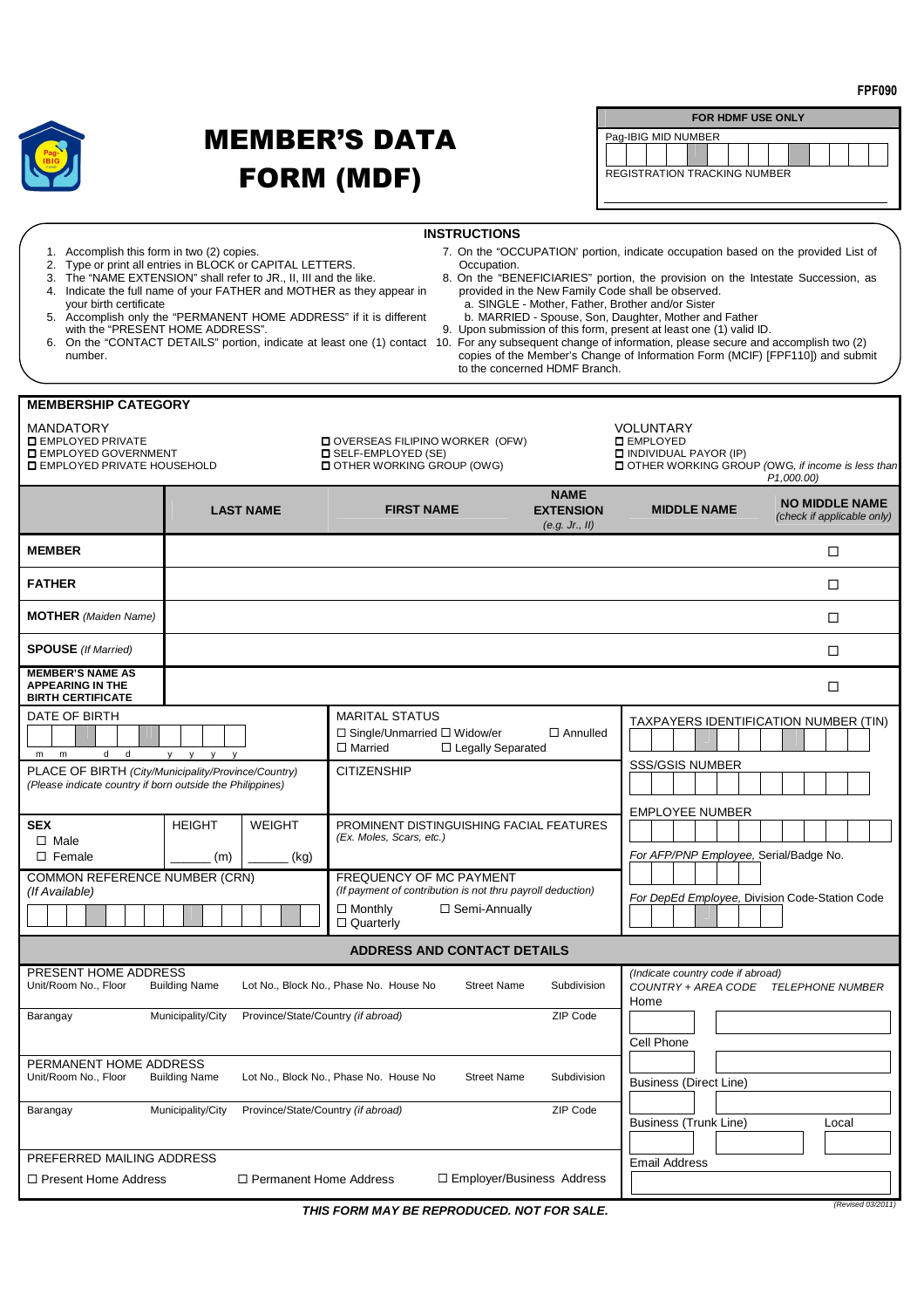FPF090

# MEMBER'S DATA FORM (MDF)

| FOR HDMF USE ONLY |
| --- |
| Pag-IBIG MID NUMBER |
| REGISTRATION TRACKING NUMBER |

## INSTRUCTIONS

1. Accomplish this form in two (2) copies.
2. Type or print all entries in BLOCK or CAPITAL LETTERS.
3. The "NAME EXTENSION" shall refer to JR., II, III and the like.
4. Indicate the full name of your FATHER and MOTHER as they appear in your birth certificate
5. Accomplish only the "PERMANENT HOME ADDRESS" if it is different with the "PRESENT HOME ADDRESS".
6. On the "CONTACT DETAILS" portion, indicate at least one (1) contact number.
7. On the "OCCUPATION' portion, indicate occupation based on the provided List of Occupation.
8. On the "BENEFICIARIES" portion, the provision on the Intestate Succession, as provided in the New Family Code shall be observed.
   a. SINGLE - Mother, Father, Brother and/or Sister
   b. MARRIED - Spouse, Son, Daughter, Mother and Father
9. Upon submission of this form, present at least one (1) valid ID.
10. For any subsequent change of information, please secure and accomplish two (2) copies of the Member's Change of Information Form (MCIF) [FPF110]) and submit to the concerned HDMF Branch.

## MEMBERSHIP CATEGORY

**MANDATORY**
- ☐ EMPLOYED PRIVATE
- ☐ EMPLOYED GOVERNMENT
- ☐ EMPLOYED PRIVATE HOUSEHOLD
- ☐ OVERSEAS FILIPINO WORKER (OFW)
- ☐ SELF-EMPLOYED (SE)
- ☐ OTHER WORKING GROUP (OWG)

**VOLUNTARY**
- ☐ EMPLOYED
- ☐ INDIVIDUAL PAYOR (IP)
- ☐ OTHER WORKING GROUP (OWG, *if income is less than P1,000.00)*

| | LAST NAME | FIRST NAME | NAME EXTENSION *(e.g. Jr., II)* | MIDDLE NAME | NO MIDDLE NAME *(check if applicable only)* |
| --- | --- | --- | --- | --- | --- |
| **MEMBER** | | | | | ☐ |
| **FATHER** | | | | | ☐ |
| **MOTHER** *(Maiden Name)* | | | | | ☐ |
| **SPOUSE** *(If Married)* | | | | | ☐ |
| **MEMBER'S NAME AS APPEARING IN THE BIRTH CERTIFICATE** | | | | | ☐ |

DATE OF BIRTH (m m d d y y y y)

MARITAL STATUS
☐ Single/Unmarried ☐ Widow/er ☐ Annulled
☐ Married ☐ Legally Separated

TAXPAYERS IDENTIFICATION NUMBER (TIN)

PLACE OF BIRTH *(City/Municipality/Province/Country)*
*(Please indicate country if born outside the Philippines)*

CITIZENSHIP

SSS/GSIS NUMBER

EMPLOYEE NUMBER

**SEX**
☐ Male
☐ Female

HEIGHT ______ (m)

WEIGHT ______ (kg)

PROMINENT DISTINGUISHING FACIAL FEATURES
*(Ex. Moles, Scars, etc.)*

*For AFP/PNP Employee,* Serial/Badge No.

COMMON REFERENCE NUMBER (CRN)
*(If Available)*

FREQUENCY OF MC PAYMENT
*(If payment of contribution is not thru payroll deduction)*
☐ Monthly ☐ Semi-Annually
☐ Quarterly

*For DepEd Employee,* Division Code-Station Code

## ADDRESS AND CONTACT DETAILS

PRESENT HOME ADDRESS
Unit/Room No., Floor | Building Name | Lot No., Block No., Phase No. House No | Street Name | Subdivision
Barangay | Municipality/City | Province/State/Country *(if abroad)* | ZIP Code

PERMANENT HOME ADDRESS
Unit/Room No., Floor | Building Name | Lot No., Block No., Phase No. House No | Street Name | Subdivision
Barangay | Municipality/City | Province/State/Country *(if abroad)* | ZIP Code

PREFERRED MAILING ADDRESS
☐ Present Home Address ☐ Permanent Home Address ☐ Employer/Business Address

*(Indicate country code if abroad)*
*COUNTRY + AREA CODE* *TELEPHONE NUMBER*

Home

Cell Phone

Business (Direct Line)

Business (Trunk Line) Local

Email Address

**THIS FORM MAY BE REPRODUCED. NOT FOR SALE.**

*(Revised 03/2011)*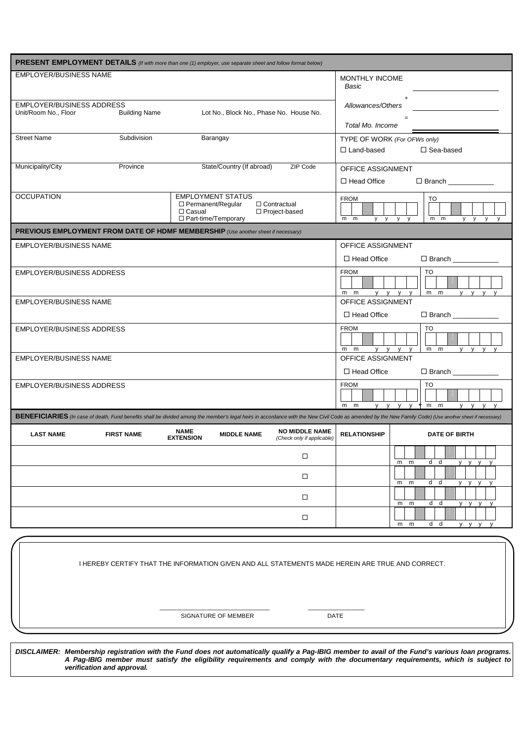## PRESENT EMPLOYMENT DETAILS *(If with more than one (1) employer, use separate sheet and follow format below)*

| | |
|---|---|
| EMPLOYER/BUSINESS NAME | MONTHLY INCOME<br>*Basic* ______________<br>+<br>*Allowances/Others* ______________<br>=<br>*Total Mo. Income* ______________ |
| EMPLOYER/BUSINESS ADDRESS<br>Unit/Room No., Floor · Building Name · Lot No., Block No., Phase No. House No. | |
| Street Name · Subdivision · Barangay | TYPE OF WORK *(For OFWs only)*<br>☐ Land-based ☐ Sea-based |
| Municipality/City · Province · State/Country (If abroad) · ZIP Code | OFFICE ASSIGNMENT<br>☐ Head Office ☐ Branch ____________ |
| OCCUPATION<br>EMPLOYMENT STATUS<br>☐ Permanent/Regular ☐ Contractual<br>☐ Casual ☐ Project-based<br>☐ Part-time/Temporary | FROM (m m y y y y) TO (m m y y y y) |

## PREVIOUS EMPLOYMENT FROM DATE OF HDMF MEMBERSHIP *(Use another sheet if necessary)*

| | |
|---|---|
| EMPLOYER/BUSINESS NAME | OFFICE ASSIGNMENT<br>☐ Head Office ☐ Branch ____________ |
| EMPLOYER/BUSINESS ADDRESS | FROM (m m y y y y) TO (m m y y y y) |
| EMPLOYER/BUSINESS NAME | OFFICE ASSIGNMENT<br>☐ Head Office ☐ Branch ____________ |
| EMPLOYER/BUSINESS ADDRESS | FROM (m m y y y y) TO (m m y y y y) |
| EMPLOYER/BUSINESS NAME | OFFICE ASSIGNMENT<br>☐ Head Office ☐ Branch ____________ |
| EMPLOYER/BUSINESS ADDRESS | FROM (m m y y y y) TO (m m y y y y) |

## BENEFICIARIES *(In case of death, Fund benefits shall be divided among the member's legal heirs in accordance with the New Civil Code as amended by the New Family Code) (Use another sheet if necessary)*

| LAST NAME | FIRST NAME | NAME EXTENSION | MIDDLE NAME | NO MIDDLE NAME *(Check only if applicable)* | RELATIONSHIP | DATE OF BIRTH |
|---|---|---|---|---|---|---|
| | | | | ☐ | | m m d d y y y y |
| | | | | ☐ | | m m d d y y y y |
| | | | | ☐ | | m m d d y y y y |
| | | | | ☐ | | m m d d y y y y |

I HEREBY CERTIFY THAT THE INFORMATION GIVEN AND ALL STATEMENTS MADE HEREIN ARE TRUE AND CORRECT.

_____________________________ SIGNATURE OF MEMBER

_______________ DATE

***DISCLAIMER: Membership registration with the Fund does not automatically qualify a Pag-IBIG member to avail of the Fund's various loan programs. A Pag-IBIG member must satisfy the eligibility requirements and comply with the documentary requirements, which is subject to verification and approval.***